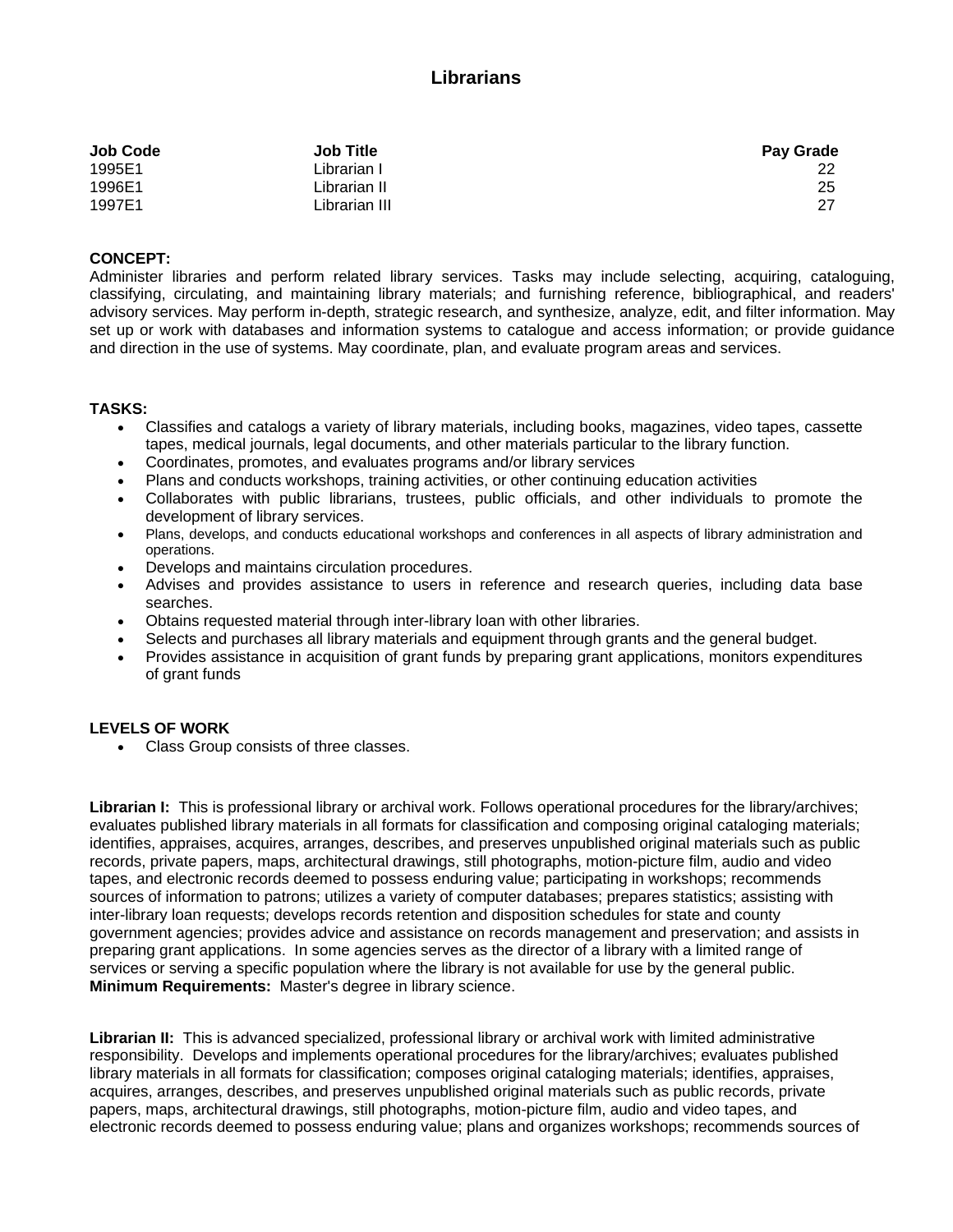# Librarians

| Job Code | Job Title | Pay Grade |
|---|---|---|
| 1995E1 | Librarian I | 22 |
| 1996E1 | Librarian II | 25 |
| 1997E1 | Librarian III | 27 |

**CONCEPT:**
Administer libraries and perform related library services. Tasks may include selecting, acquiring, cataloguing, classifying, circulating, and maintaining library materials; and furnishing reference, bibliographical, and readers' advisory services. May perform in-depth, strategic research, and synthesize, analyze, edit, and filter information. May set up or work with databases and information systems to catalogue and access information; or provide guidance and direction in the use of systems. May coordinate, plan, and evaluate program areas and services.

**TASKS:**

- Classifies and catalogs a variety of library materials, including books, magazines, video tapes, cassette tapes, medical journals, legal documents, and other materials particular to the library function.
- Coordinates, promotes, and evaluates programs and/or library services
- Plans and conducts workshops, training activities, or other continuing education activities
- Collaborates with public librarians, trustees, public officials, and other individuals to promote the development of library services.
- Plans, develops, and conducts educational workshops and conferences in all aspects of library administration and operations.
- Develops and maintains circulation procedures.
- Advises and provides assistance to users in reference and research queries, including data base searches.
- Obtains requested material through inter-library loan with other libraries.
- Selects and purchases all library materials and equipment through grants and the general budget.
- Provides assistance in acquisition of grant funds by preparing grant applications, monitors expenditures of grant funds

**LEVELS OF WORK**

- Class Group consists of three classes.

**Librarian I:** This is professional library or archival work. Follows operational procedures for the library/archives; evaluates published library materials in all formats for classification and composing original cataloging materials; identifies, appraises, acquires, arranges, describes, and preserves unpublished original materials such as public records, private papers, maps, architectural drawings, still photographs, motion-picture film, audio and video tapes, and electronic records deemed to possess enduring value; participating in workshops; recommends sources of information to patrons; utilizes a variety of computer databases; prepares statistics; assisting with inter-library loan requests; develops records retention and disposition schedules for state and county government agencies; provides advice and assistance on records management and preservation; and assists in preparing grant applications. In some agencies serves as the director of a library with a limited range of services or serving a specific population where the library is not available for use by the general public.
**Minimum Requirements:** Master's degree in library science.

**Librarian II:** This is advanced specialized, professional library or archival work with limited administrative responsibility. Develops and implements operational procedures for the library/archives; evaluates published library materials in all formats for classification; composes original cataloging materials; identifies, appraises, acquires, arranges, describes, and preserves unpublished original materials such as public records, private papers, maps, architectural drawings, still photographs, motion-picture film, audio and video tapes, and electronic records deemed to possess enduring value; plans and organizes workshops; recommends sources of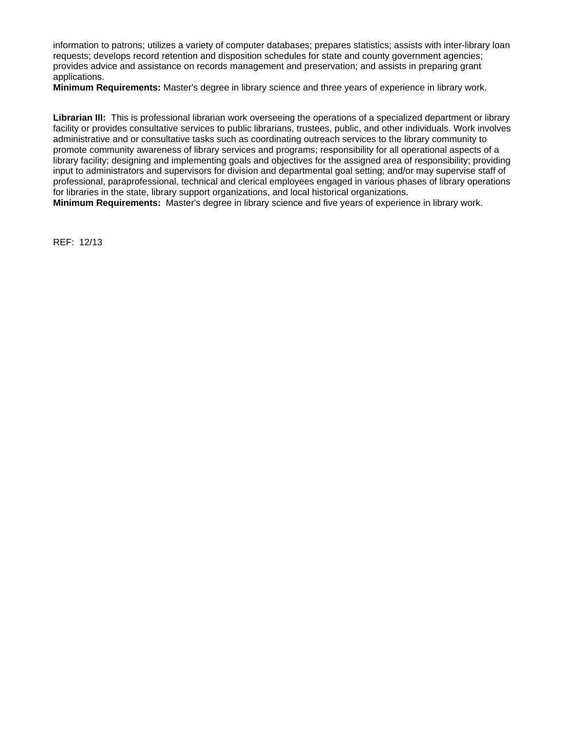information to patrons; utilizes a variety of computer databases; prepares statistics; assists with inter-library loan requests; develops record retention and disposition schedules for state and county government agencies; provides advice and assistance on records management and preservation; and assists in preparing grant applications.
**Minimum Requirements:** Master's degree in library science and three years of experience in library work.

**Librarian III:** This is professional librarian work overseeing the operations of a specialized department or library facility or provides consultative services to public librarians, trustees, public, and other individuals. Work involves administrative and or consultative tasks such as coordinating outreach services to the library community to promote community awareness of library services and programs; responsibility for all operational aspects of a library facility; designing and implementing goals and objectives for the assigned area of responsibility; providing input to administrators and supervisors for division and departmental goal setting; and/or may supervise staff of professional, paraprofessional, technical and clerical employees engaged in various phases of library operations for libraries in the state, library support organizations, and local historical organizations.
**Minimum Requirements:** Master's degree in library science and five years of experience in library work.

REF: 12/13